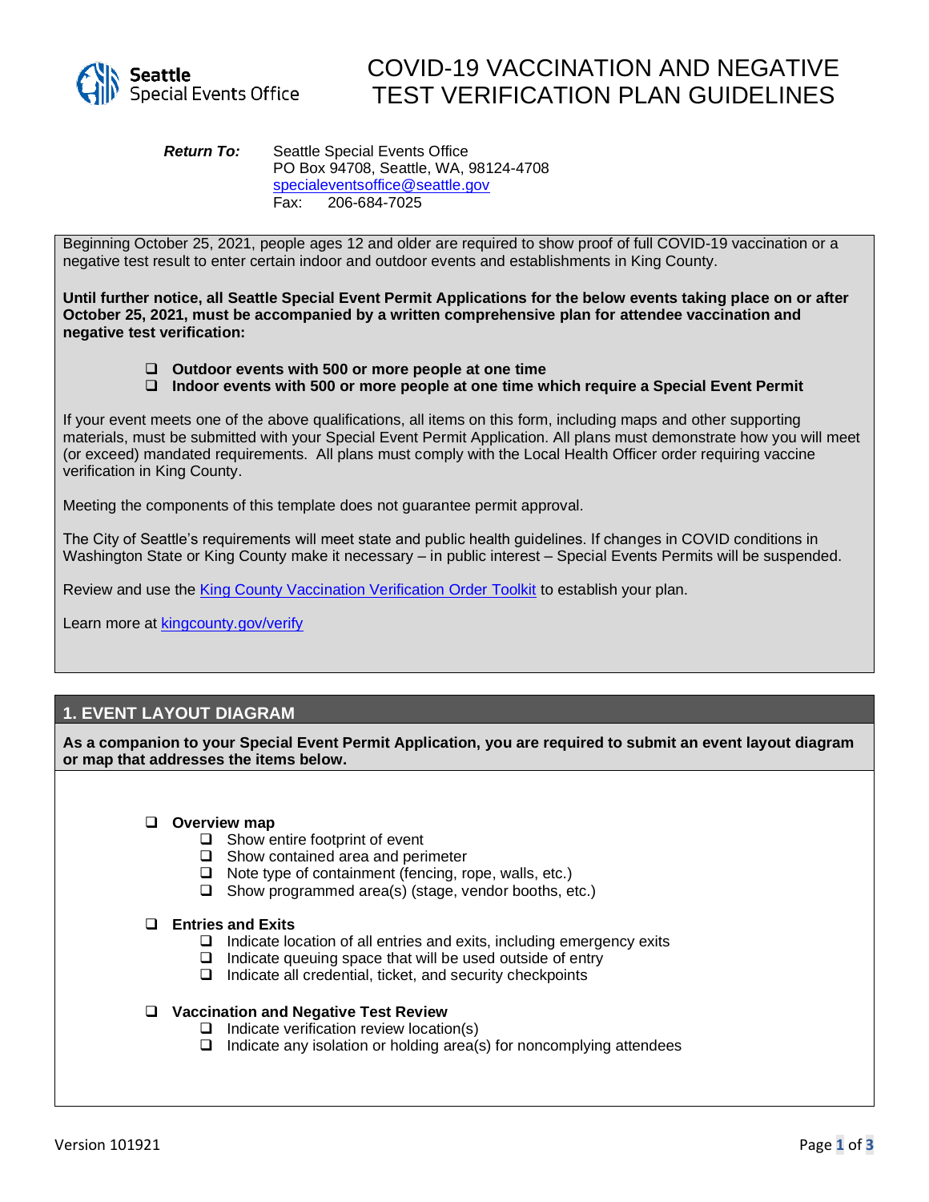Seattle Special Events Office

# COVID-19 VACCINATION AND NEGATIVE TEST VERIFICATION PLAN GUIDELINES

***Return To:*** Seattle Special Events Office
PO Box 94708, Seattle, WA, 98124-4708
specialeventsoffice@seattle.gov
Fax: 206-684-7025

Beginning October 25, 2021, people ages 12 and older are required to show proof of full COVID-19 vaccination or a negative test result to enter certain indoor and outdoor events and establishments in King County.

**Until further notice, all Seattle Special Event Permit Applications for the below events taking place on or after October 25, 2021, must be accompanied by a written comprehensive plan for attendee vaccination and negative test verification:**

- ❑ **Outdoor events with 500 or more people at one time**
- ❑ **Indoor events with 500 or more people at one time which require a Special Event Permit**

If your event meets one of the above qualifications, all items on this form, including maps and other supporting materials, must be submitted with your Special Event Permit Application. All plans must demonstrate how you will meet (or exceed) mandated requirements. All plans must comply with the Local Health Officer order requiring vaccine verification in King County.

Meeting the components of this template does not guarantee permit approval.

The City of Seattle's requirements will meet state and public health guidelines. If changes in COVID conditions in Washington State or King County make it necessary – in public interest – Special Events Permits will be suspended.

Review and use the King County Vaccination Verification Order Toolkit to establish your plan.

Learn more at kingcounty.gov/verify

## 1. EVENT LAYOUT DIAGRAM

**As a companion to your Special Event Permit Application, you are required to submit an event layout diagram or map that addresses the items below.**

- ❑ **Overview map**
  - ❑ Show entire footprint of event
  - ❑ Show contained area and perimeter
  - ❑ Note type of containment (fencing, rope, walls, etc.)
  - ❑ Show programmed area(s) (stage, vendor booths, etc.)
- ❑ **Entries and Exits**
  - ❑ Indicate location of all entries and exits, including emergency exits
  - ❑ Indicate queuing space that will be used outside of entry
  - ❑ Indicate all credential, ticket, and security checkpoints
- ❑ **Vaccination and Negative Test Review**
  - ❑ Indicate verification review location(s)
  - ❑ Indicate any isolation or holding area(s) for noncomplying attendees

Version 101921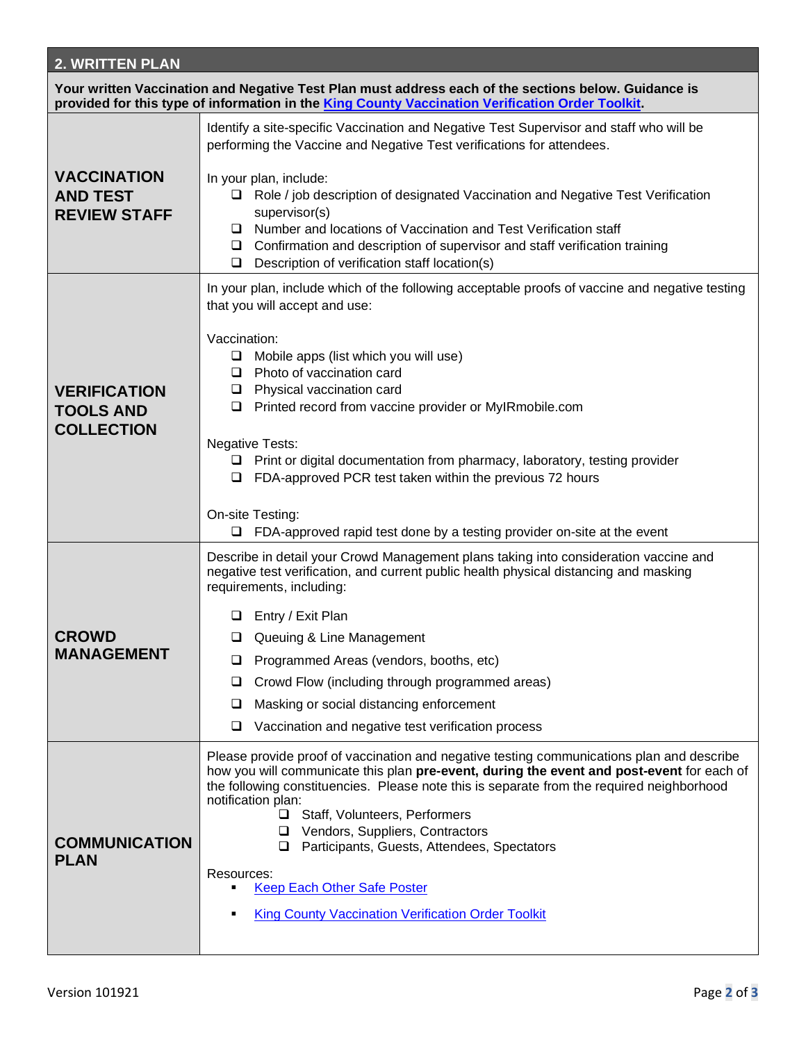## 2. WRITTEN PLAN

**Your written Vaccination and Negative Test Plan must address each of the sections below. Guidance is provided for this type of information in the King County Vaccination Verification Order Toolkit.**

### VACCINATION AND TEST REVIEW STAFF

Identify a site-specific Vaccination and Negative Test Supervisor and staff who will be performing the Vaccine and Negative Test verifications for attendees.

In your plan, include:

- ❑ Role / job description of designated Vaccination and Negative Test Verification supervisor(s)
- ❑ Number and locations of Vaccination and Test Verification staff
- ❑ Confirmation and description of supervisor and staff verification training
- ❑ Description of verification staff location(s)

### VERIFICATION TOOLS AND COLLECTION

In your plan, include which of the following acceptable proofs of vaccine and negative testing that you will accept and use:

Vaccination:

- ❑ Mobile apps (list which you will use)
- ❑ Photo of vaccination card
- ❑ Physical vaccination card
- ❑ Printed record from vaccine provider or MyIRmobile.com

Negative Tests:

- ❑ Print or digital documentation from pharmacy, laboratory, testing provider
- ❑ FDA-approved PCR test taken within the previous 72 hours

On-site Testing:

- ❑ FDA-approved rapid test done by a testing provider on-site at the event

### CROWD MANAGEMENT

Describe in detail your Crowd Management plans taking into consideration vaccine and negative test verification, and current public health physical distancing and masking requirements, including:

- ❑ Entry / Exit Plan
- ❑ Queuing & Line Management
- ❑ Programmed Areas (vendors, booths, etc)
- ❑ Crowd Flow (including through programmed areas)
- ❑ Masking or social distancing enforcement
- ❑ Vaccination and negative test verification process

### COMMUNICATION PLAN

Please provide proof of vaccination and negative testing communications plan and describe how you will communicate this plan **pre-event, during the event and post-event** for each of the following constituencies. Please note this is separate from the required neighborhood notification plan:

- ❑ Staff, Volunteers, Performers
- ❑ Vendors, Suppliers, Contractors
- ❑ Participants, Guests, Attendees, Spectators

Resources:

- Keep Each Other Safe Poster
- King County Vaccination Verification Order Toolkit

Version 101921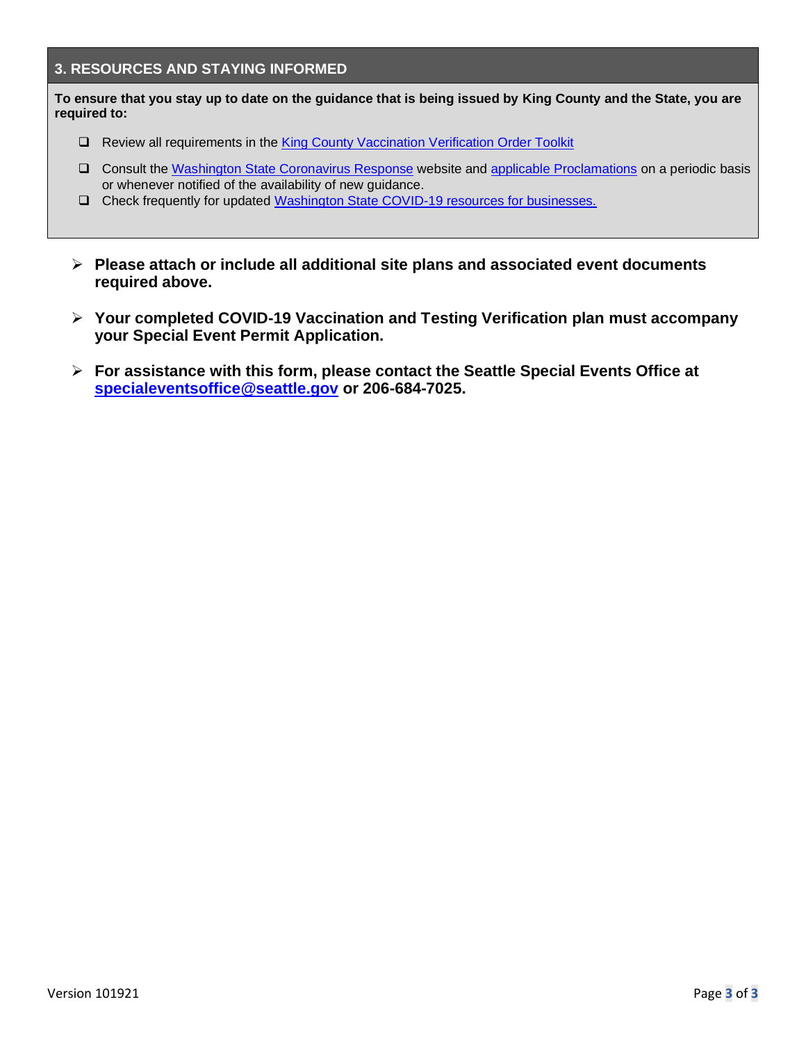## 3. RESOURCES AND STAYING INFORMED

**To ensure that you stay up to date on the guidance that is being issued by King County and the State, you are required to:**

- ❑ Review all requirements in the King County Vaccination Verification Order Toolkit
- ❑ Consult the Washington State Coronavirus Response website and applicable Proclamations on a periodic basis or whenever notified of the availability of new guidance.
- ❑ Check frequently for updated Washington State COVID-19 resources for businesses.

- **Please attach or include all additional site plans and associated event documents required above.**
- **Your completed COVID-19 Vaccination and Testing Verification plan must accompany your Special Event Permit Application.**
- **For assistance with this form, please contact the Seattle Special Events Office at specialeventsoffice@seattle.gov or 206-684-7025.**

Version 101921